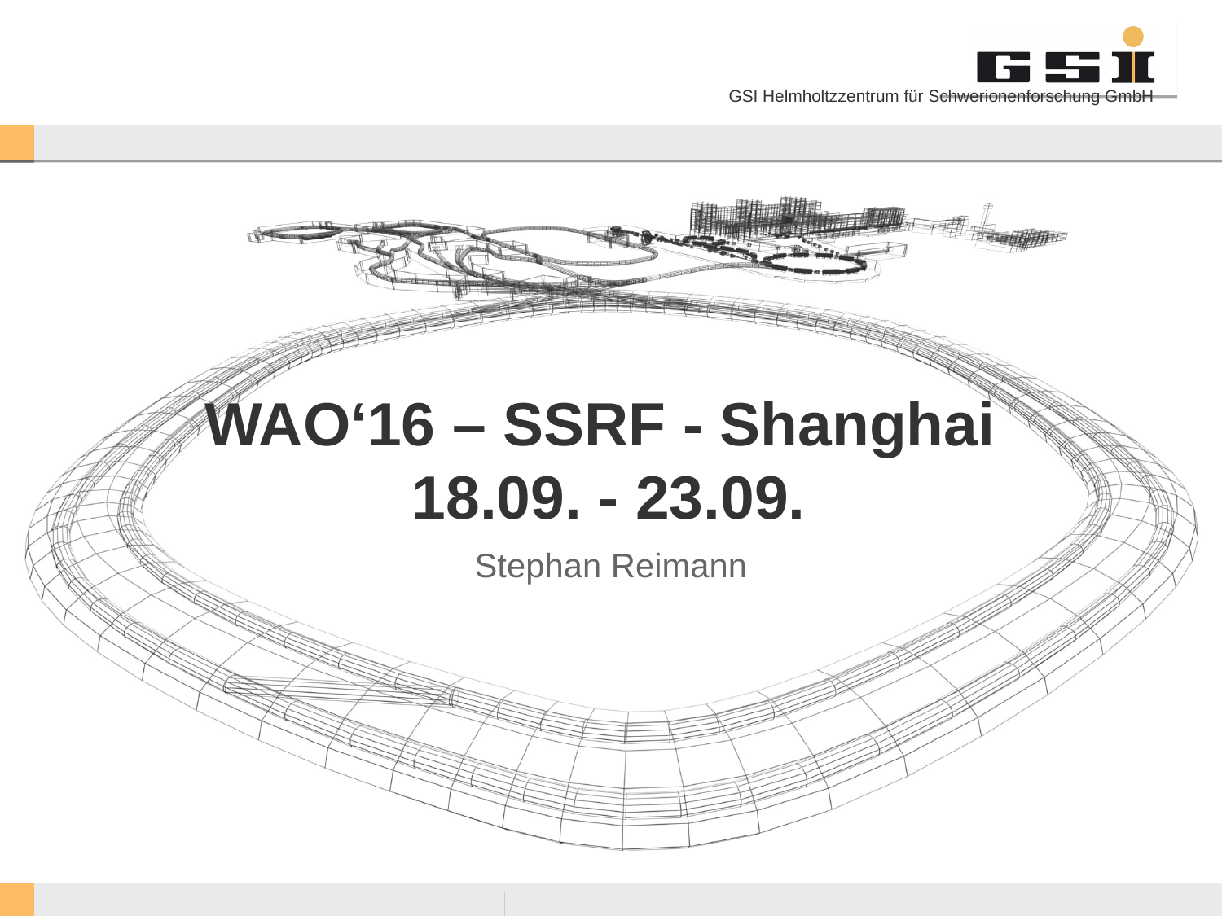# WAO‘16 – SSRF - Shanghai
# 18.09. - 23.09.

Stephan Reimann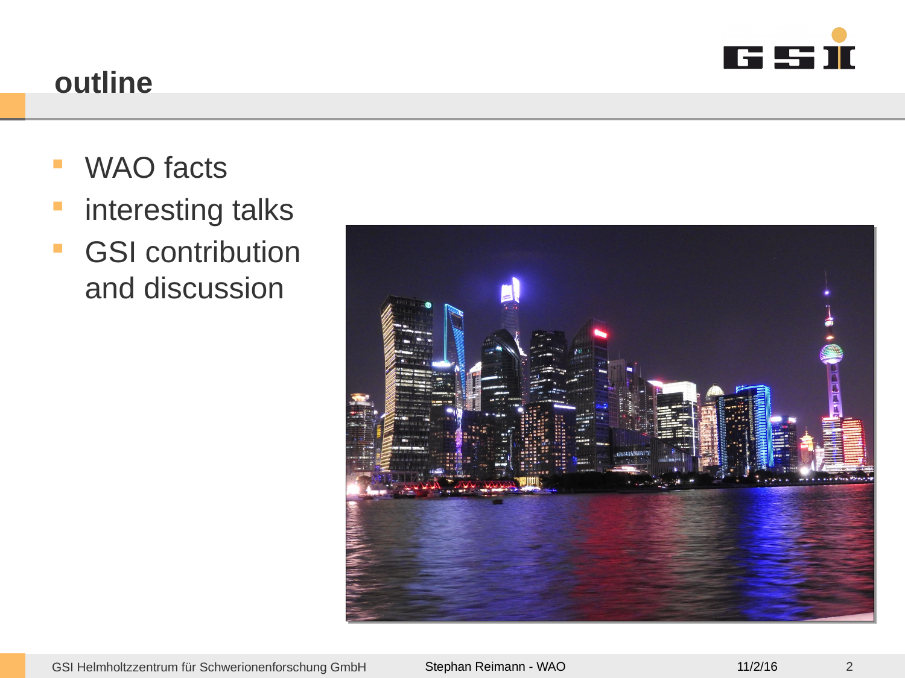# outline

- WAO facts
- interesting talks
- GSI contribution and discussion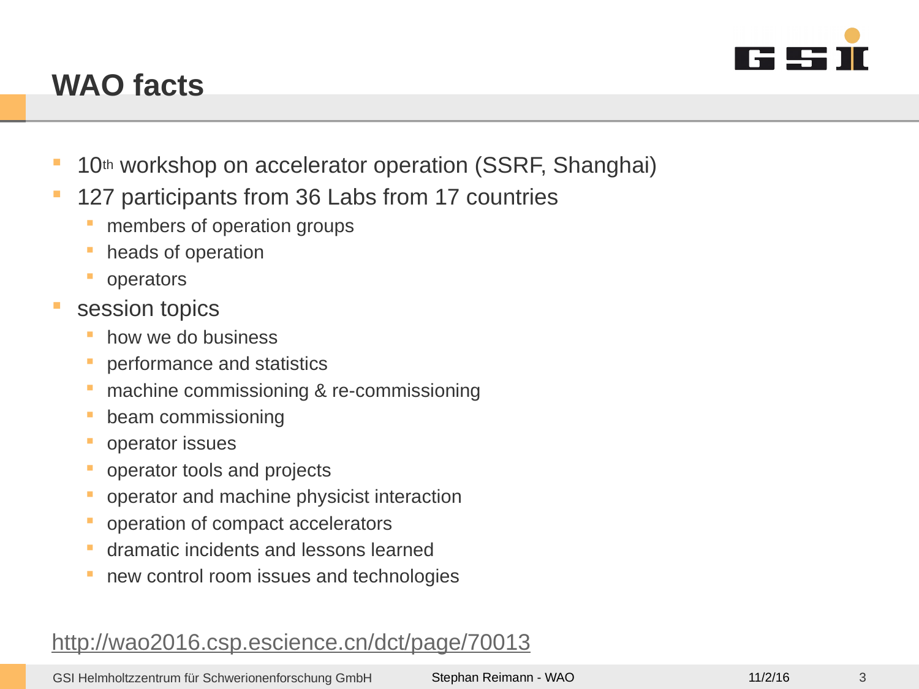# WAO facts

- 10th workshop on accelerator operation (SSRF, Shanghai)
- 127 participants from 36 Labs from 17 countries
  - members of operation groups
  - heads of operation
  - operators
- session topics
  - how we do business
  - performance and statistics
  - machine commissioning & re-commissioning
  - beam commissioning
  - operator issues
  - operator tools and projects
  - operator and machine physicist interaction
  - operation of compact accelerators
  - dramatic incidents and lessons learned
  - new control room issues and technologies

http://wao2016.csp.escience.cn/dct/page/70013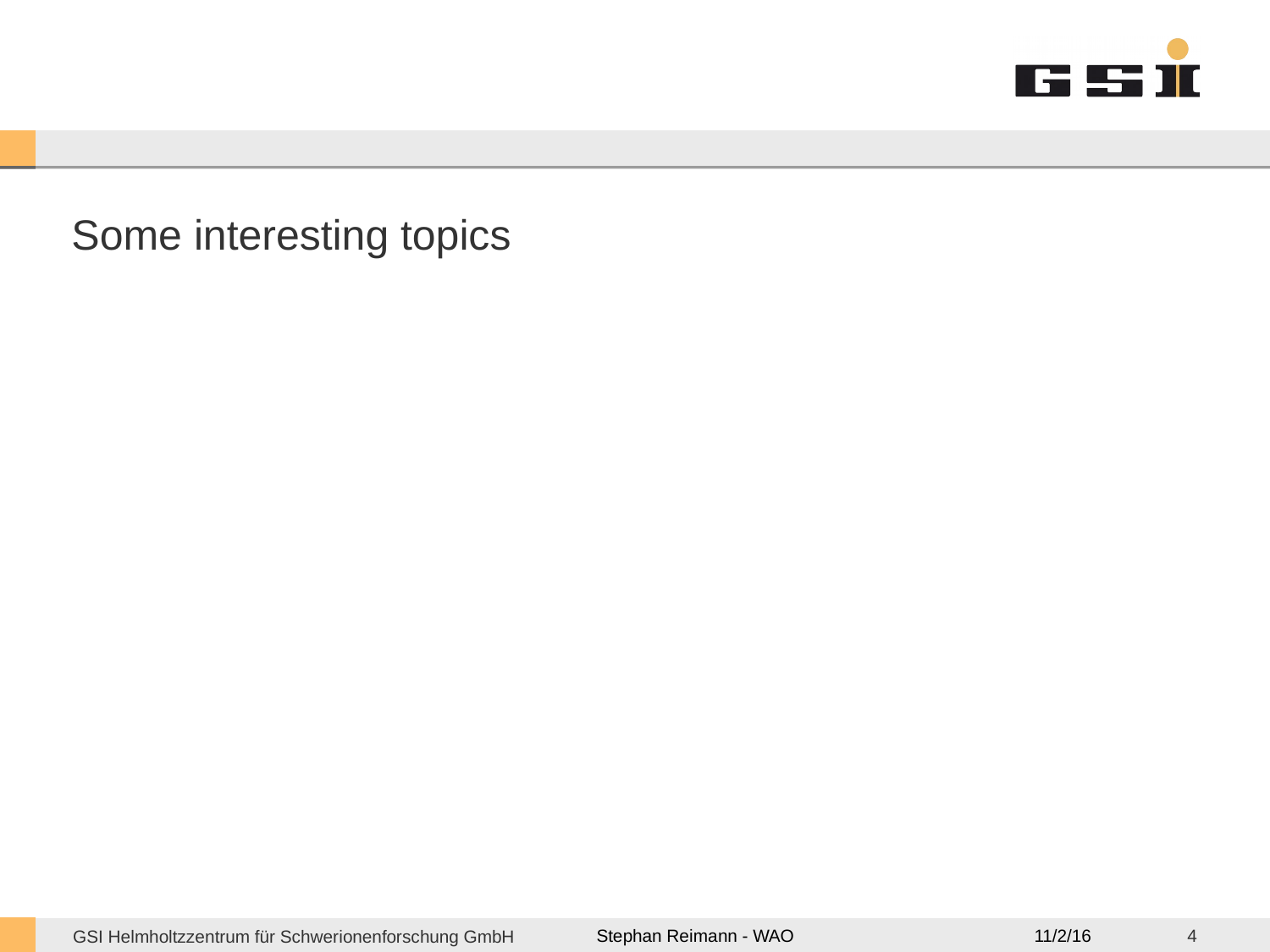# Some interesting topics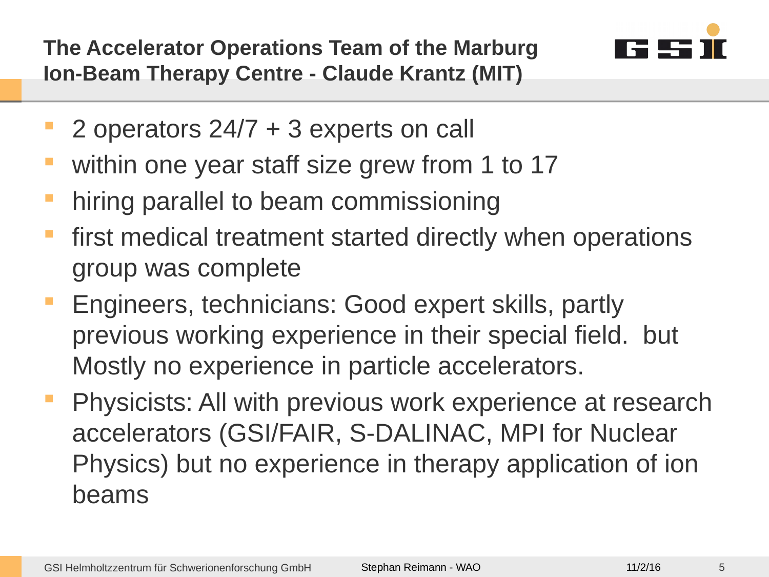## The Accelerator Operations Team of the Marburg Ion-Beam Therapy Centre - Claude Krantz (MIT)

- 2 operators 24/7 + 3 experts on call
- within one year staff size grew from 1 to 17
- hiring parallel to beam commissioning
- first medical treatment started directly when operations group was complete
- Engineers, technicians: Good expert skills, partly previous working experience in their special field. but Mostly no experience in particle accelerators.
- Physicists: All with previous work experience at research accelerators (GSI/FAIR, S-DALINAC, MPI for Nuclear Physics) but no experience in therapy application of ion beams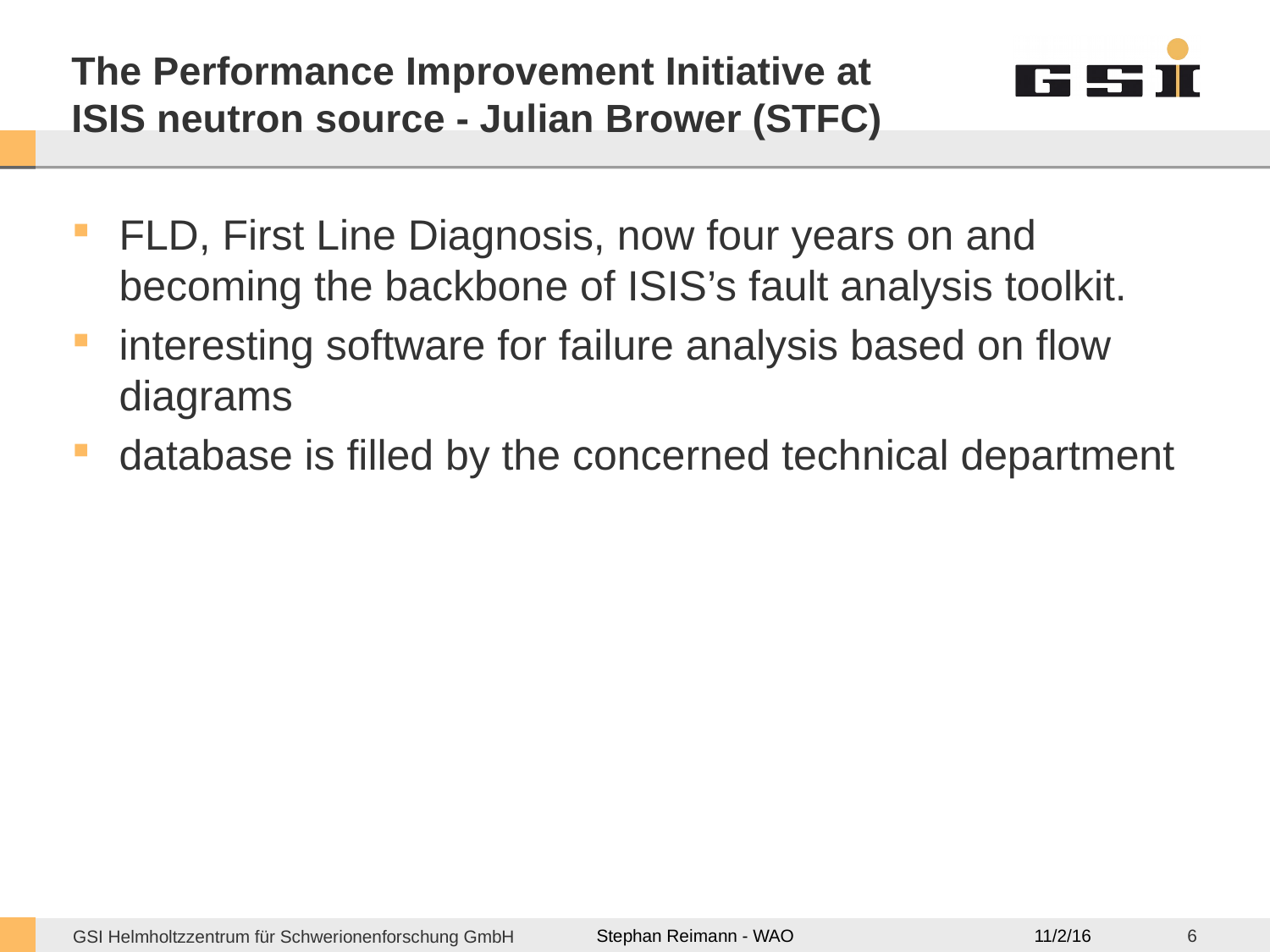# The Performance Improvement Initiative at ISIS neutron source - Julian Brower (STFC)

- FLD, First Line Diagnosis, now four years on and becoming the backbone of ISIS's fault analysis toolkit.
- interesting software for failure analysis based on flow diagrams
- database is filled by the concerned technical department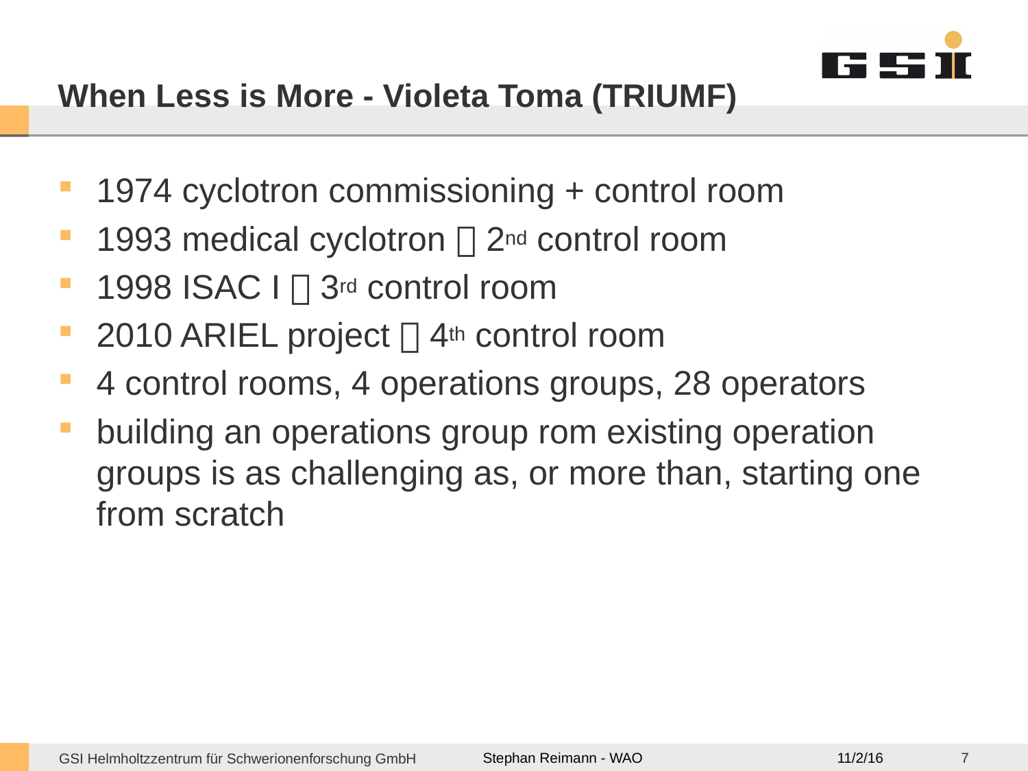# When Less is More - Violeta Toma (TRIUMF)

- 1974 cyclotron commissioning + control room
- 1993 medical cyclotron  2nd control room
- 1998 ISAC I  3rd control room
- 2010 ARIEL project  4th control room
- 4 control rooms, 4 operations groups, 28 operators
- building an operations group rom existing operation groups is as challenging as, or more than, starting one from scratch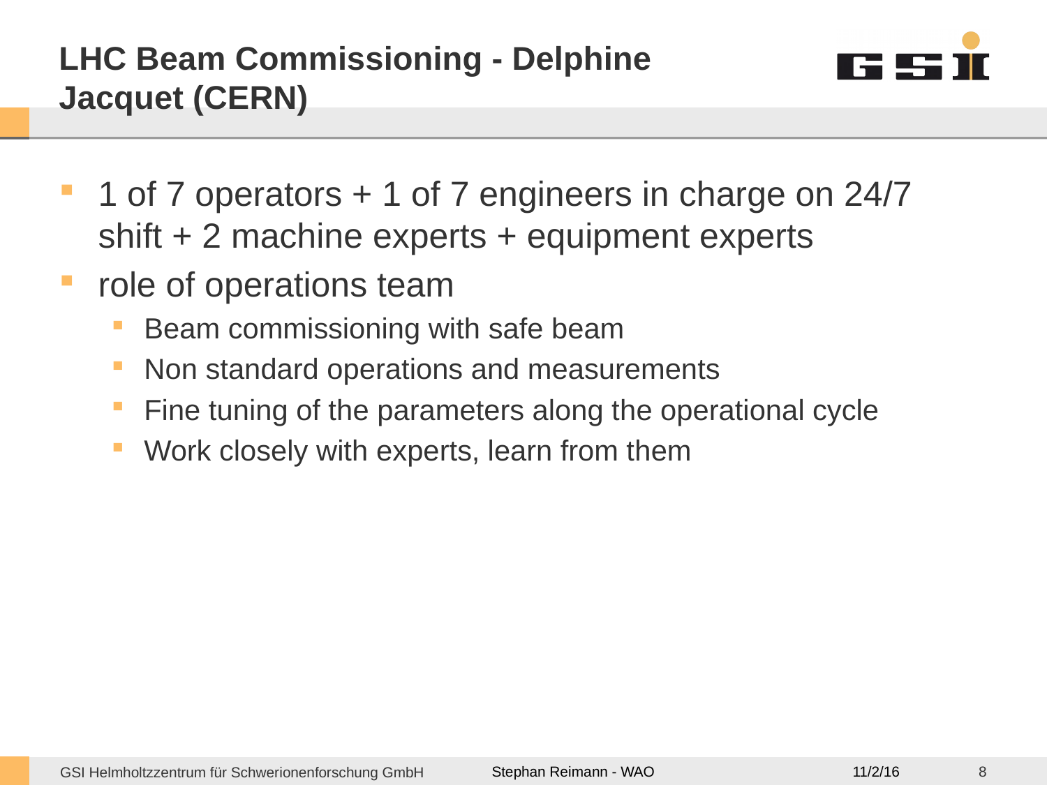# LHC Beam Commissioning - Delphine Jacquet (CERN)

- 1 of 7 operators + 1 of 7 engineers in charge on 24/7 shift + 2 machine experts + equipment experts
- role of operations team
  - Beam commissioning with safe beam
  - Non standard operations and measurements
  - Fine tuning of the parameters along the operational cycle
  - Work closely with experts, learn from them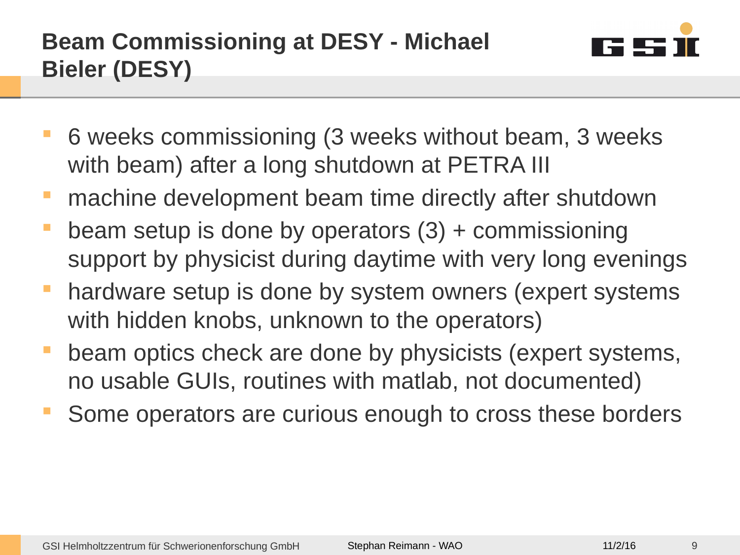# Beam Commissioning at DESY - Michael Bieler (DESY)

- 6 weeks commissioning (3 weeks without beam, 3 weeks with beam) after a long shutdown at PETRA III
- machine development beam time directly after shutdown
- beam setup is done by operators (3) + commissioning support by physicist during daytime with very long evenings
- hardware setup is done by system owners (expert systems with hidden knobs, unknown to the operators)
- beam optics check are done by physicists (expert systems, no usable GUIs, routines with matlab, not documented)
- Some operators are curious enough to cross these borders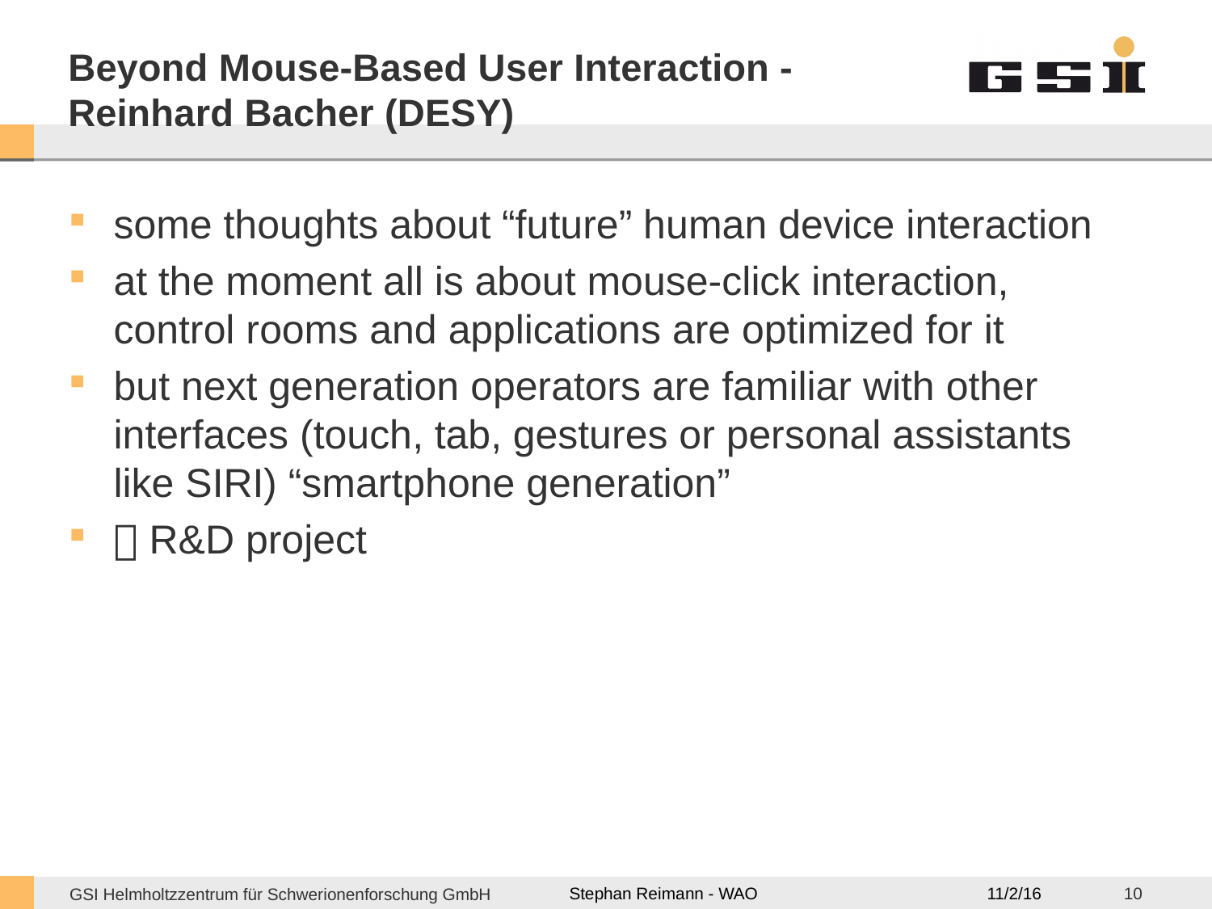# Beyond Mouse-Based User Interaction - Reinhard Bacher (DESY)

- some thoughts about “future” human device interaction
- at the moment all is about mouse-click interaction, control rooms and applications are optimized for it
- but next generation operators are familiar with other interfaces (touch, tab, gestures or personal assistants like SIRI) “smartphone generation”
-  R&D project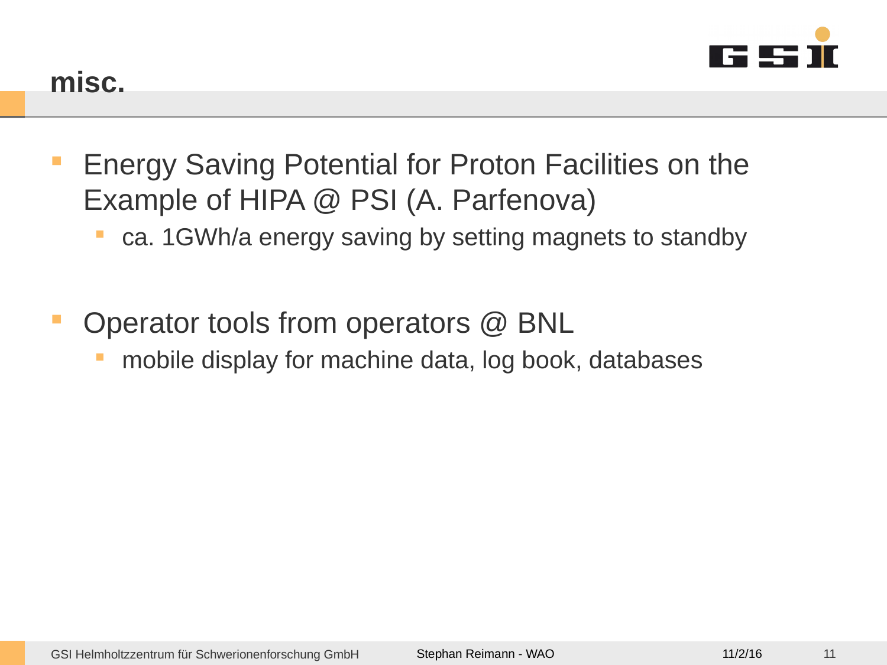# misc.

- Energy Saving Potential for Proton Facilities on the Example of HIPA @ PSI (A. Parfenova)
  - ca. 1GWh/a energy saving by setting magnets to standby

- Operator tools from operators @ BNL
  - mobile display for machine data, log book, databases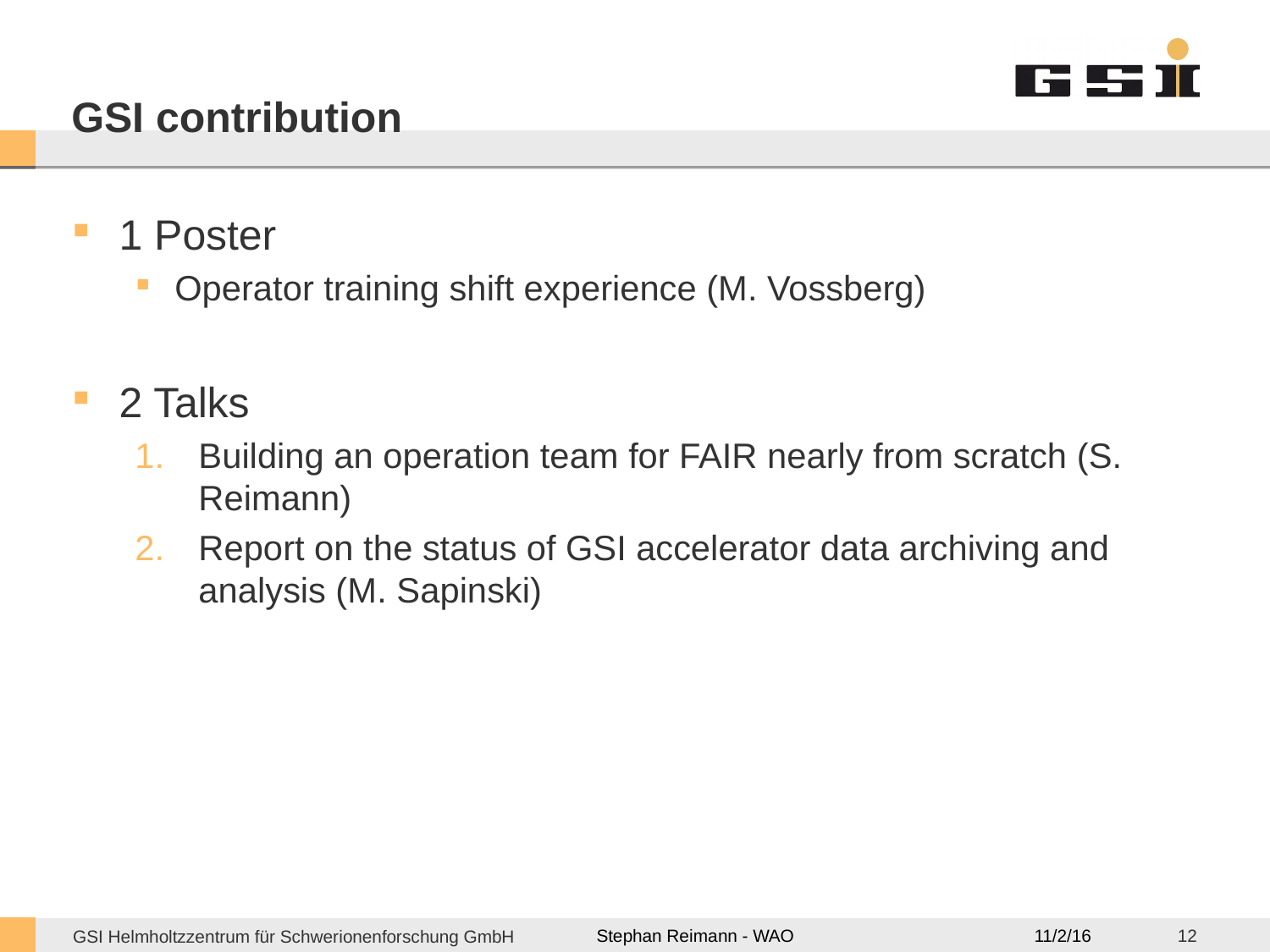# GSI contribution

- 1 Poster
  - Operator training shift experience (M. Vossberg)

- 2 Talks
  1. Building an operation team for FAIR nearly from scratch (S. Reimann)
  2. Report on the status of GSI accelerator data archiving and analysis (M. Sapinski)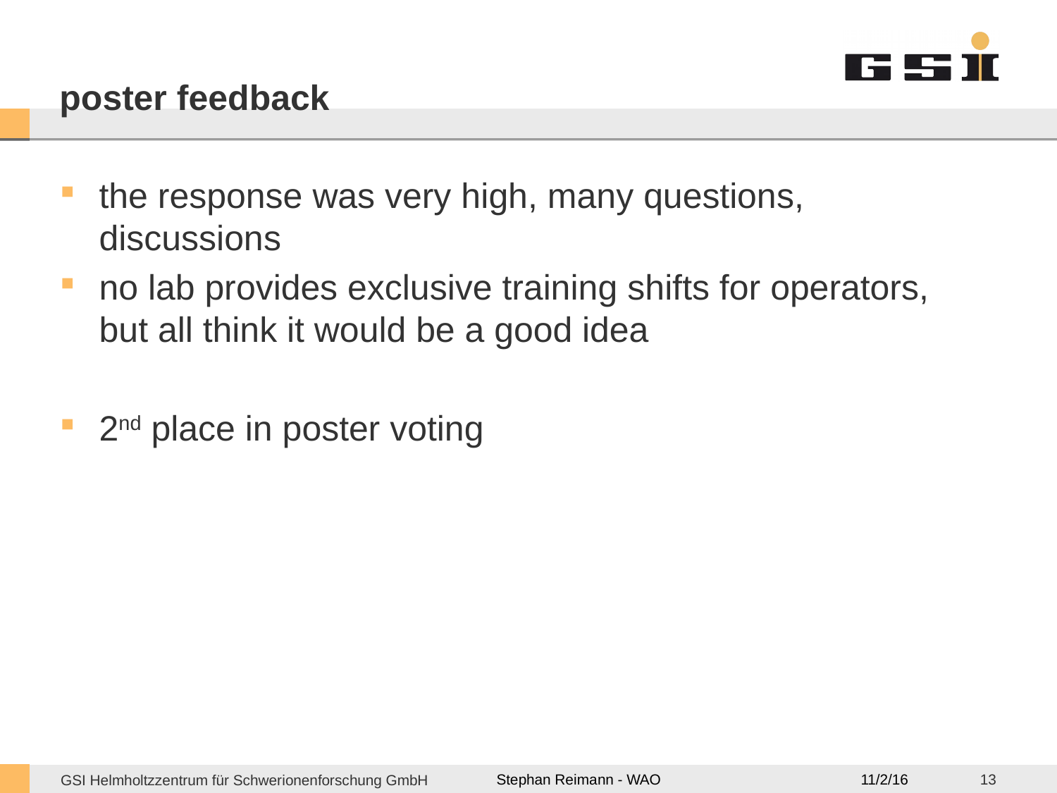# poster feedback

- the response was very high, many questions, discussions
- no lab provides exclusive training shifts for operators, but all think it would be a good idea
- $2^{nd}$ place in poster voting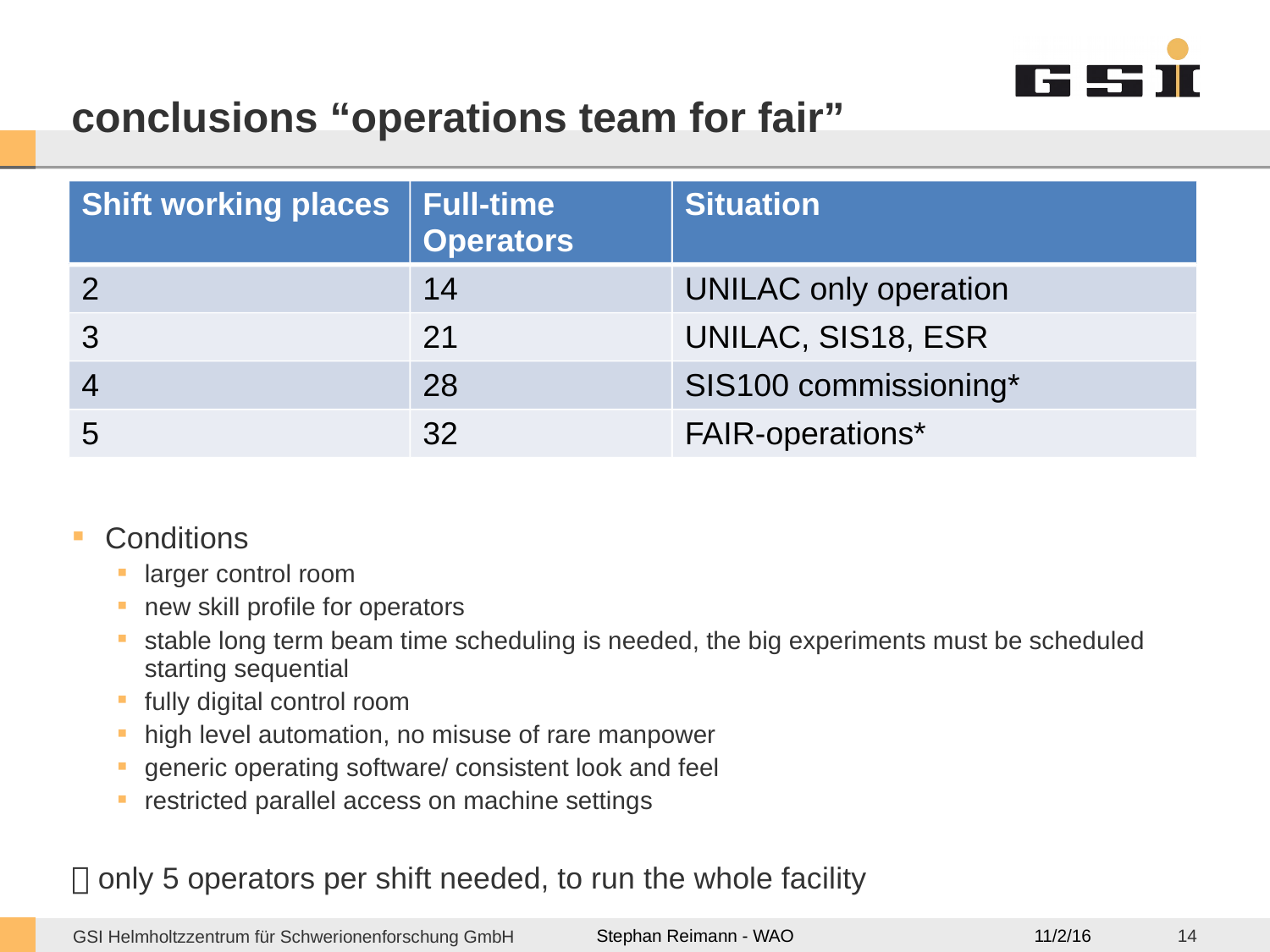# conclusions “operations team for fair”

| Shift working places | Full-time Operators | Situation |
|---|---|---|
| 2 | 14 | UNILAC only operation |
| 3 | 21 | UNILAC, SIS18, ESR |
| 4 | 28 | SIS100 commissioning* |
| 5 | 32 | FAIR-operations* |

- Conditions
  - larger control room
  - new skill profile for operators
  - stable long term beam time scheduling is needed, the big experiments must be scheduled starting sequential
  - fully digital control room
  - high level automation, no misuse of rare manpower
  - generic operating software/ consistent look and feel
  - restricted parallel access on machine settings

 only 5 operators per shift needed, to run the whole facility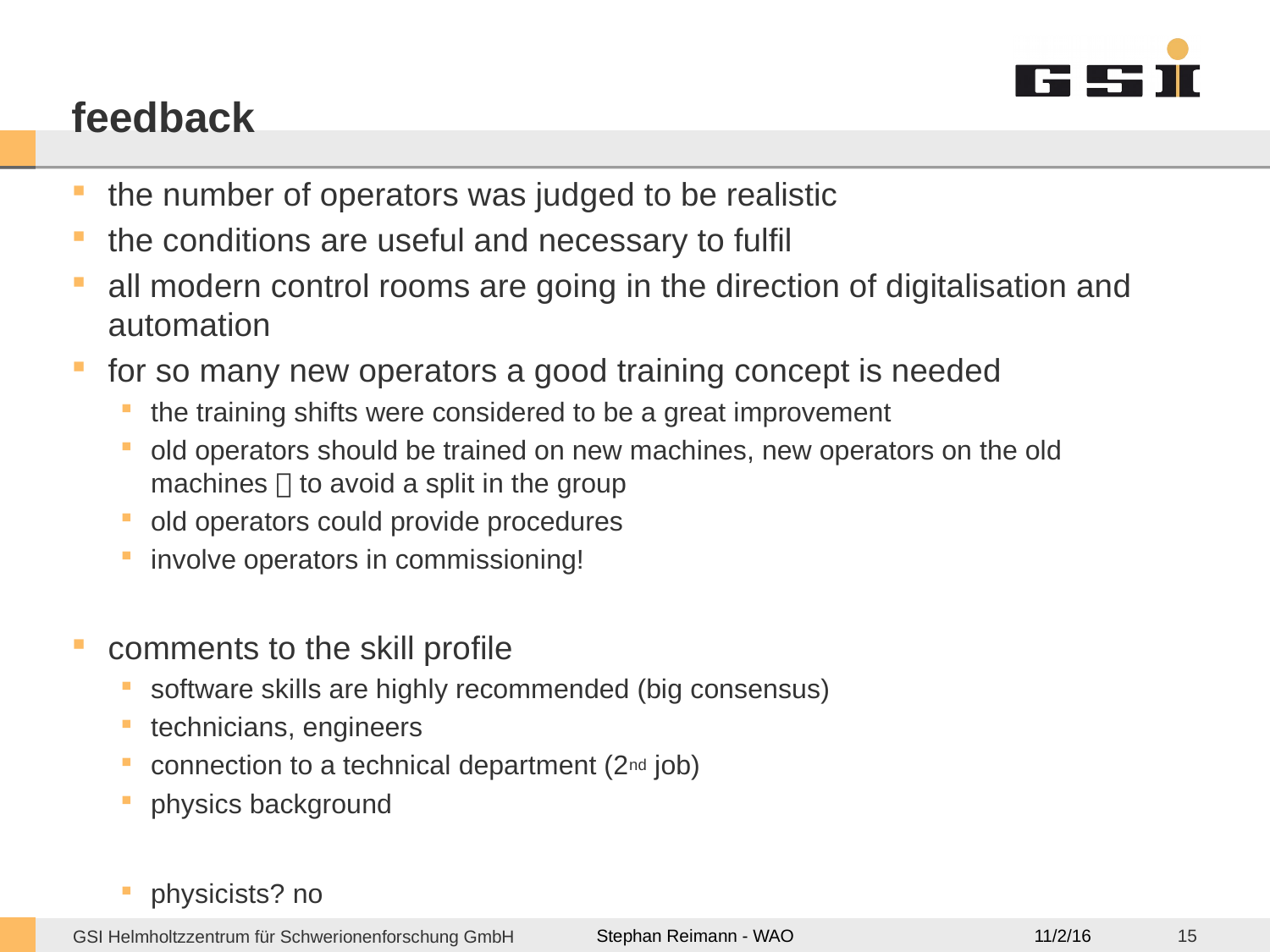# feedback

- the number of operators was judged to be realistic
- the conditions are useful and necessary to fulfil
- all modern control rooms are going in the direction of digitalisation and automation
- for so many new operators a good training concept is needed
  - the training shifts were considered to be a great improvement
  - old operators should be trained on new machines, new operators on the old machines  to avoid a split in the group
  - old operators could provide procedures
  - involve operators in commissioning!

- comments to the skill profile
  - software skills are highly recommended (big consensus)
  - technicians, engineers
  - connection to a technical department (2nd job)
  - physics background

  - physicists? no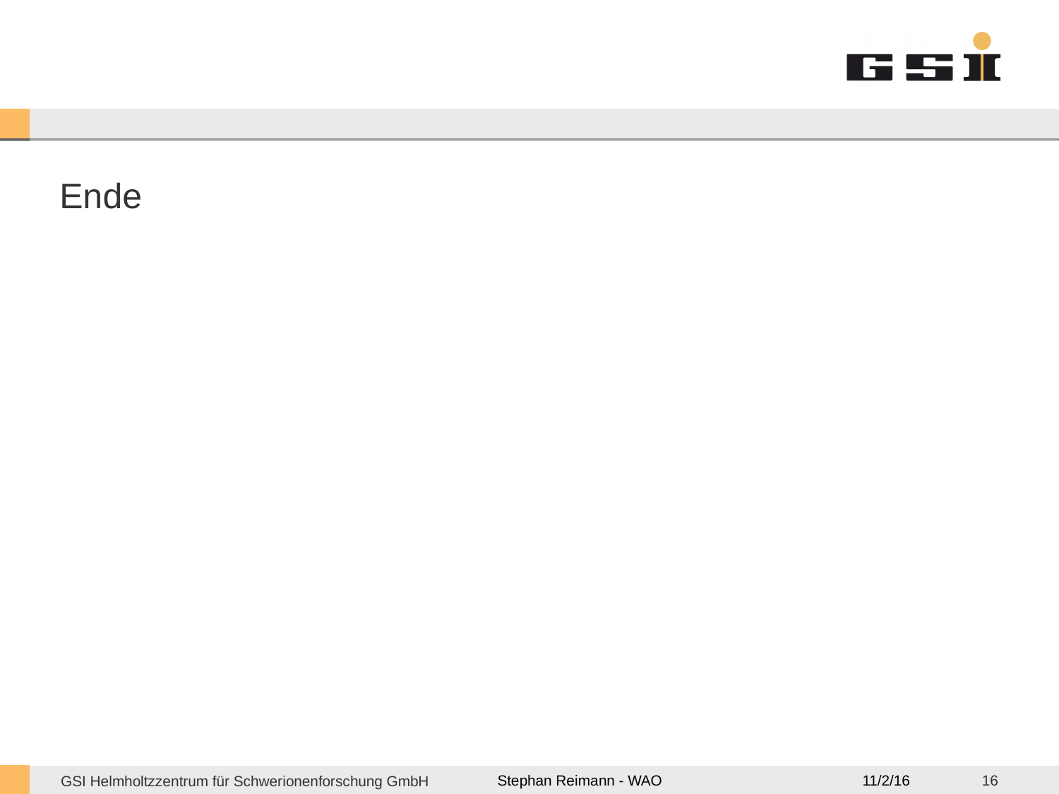# Ende